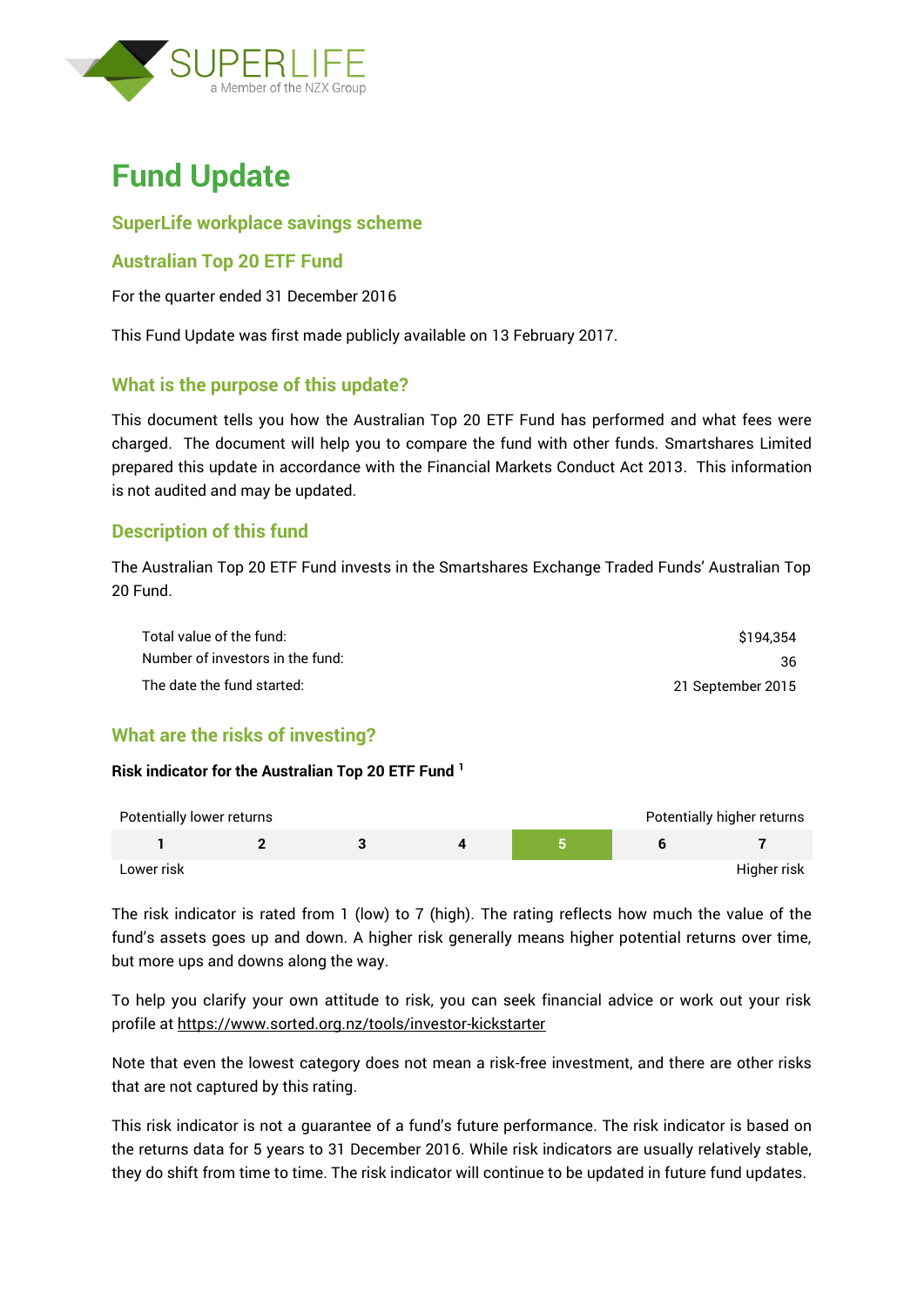# Fund Update

## SuperLife workplace savings scheme

## Australian Top 20 ETF Fund

For the quarter ended 31 December 2016

This Fund Update was first made publicly available on 13 February 2017.

## What is the purpose of this update?

This document tells you how the Australian Top 20 ETF Fund has performed and what fees were charged. The document will help you to compare the fund with other funds. Smartshares Limited prepared this update in accordance with the Financial Markets Conduct Act 2013. This information is not audited and may be updated.

## Description of this fund

The Australian Top 20 ETF Fund invests in the Smartshares Exchange Traded Funds' Australian Top 20 Fund.

| | |
|---|---|
| Total value of the fund: | $194,354 |
| Number of investors in the fund: | 36 |
| The date the fund started: | 21 September 2015 |

## What are the risks of investing?

**Risk indicator for the Australian Top 20 ETF Fund [1]**

| Potentially lower returns | | | | | | Potentially higher returns |
|---|---|---|---|---|---|---|
| 1 | 2 | 3 | 4 | **5** | 6 | 7 |
| Lower risk | | | | | | Higher risk |

The risk indicator is rated from 1 (low) to 7 (high). The rating reflects how much the value of the fund's assets goes up and down. A higher risk generally means higher potential returns over time, but more ups and downs along the way.

To help you clarify your own attitude to risk, you can seek financial advice or work out your risk profile at https://www.sorted.org.nz/tools/investor-kickstarter

Note that even the lowest category does not mean a risk-free investment, and there are other risks that are not captured by this rating.

This risk indicator is not a guarantee of a fund's future performance. The risk indicator is based on the returns data for 5 years to 31 December 2016. While risk indicators are usually relatively stable, they do shift from time to time. The risk indicator will continue to be updated in future fund updates.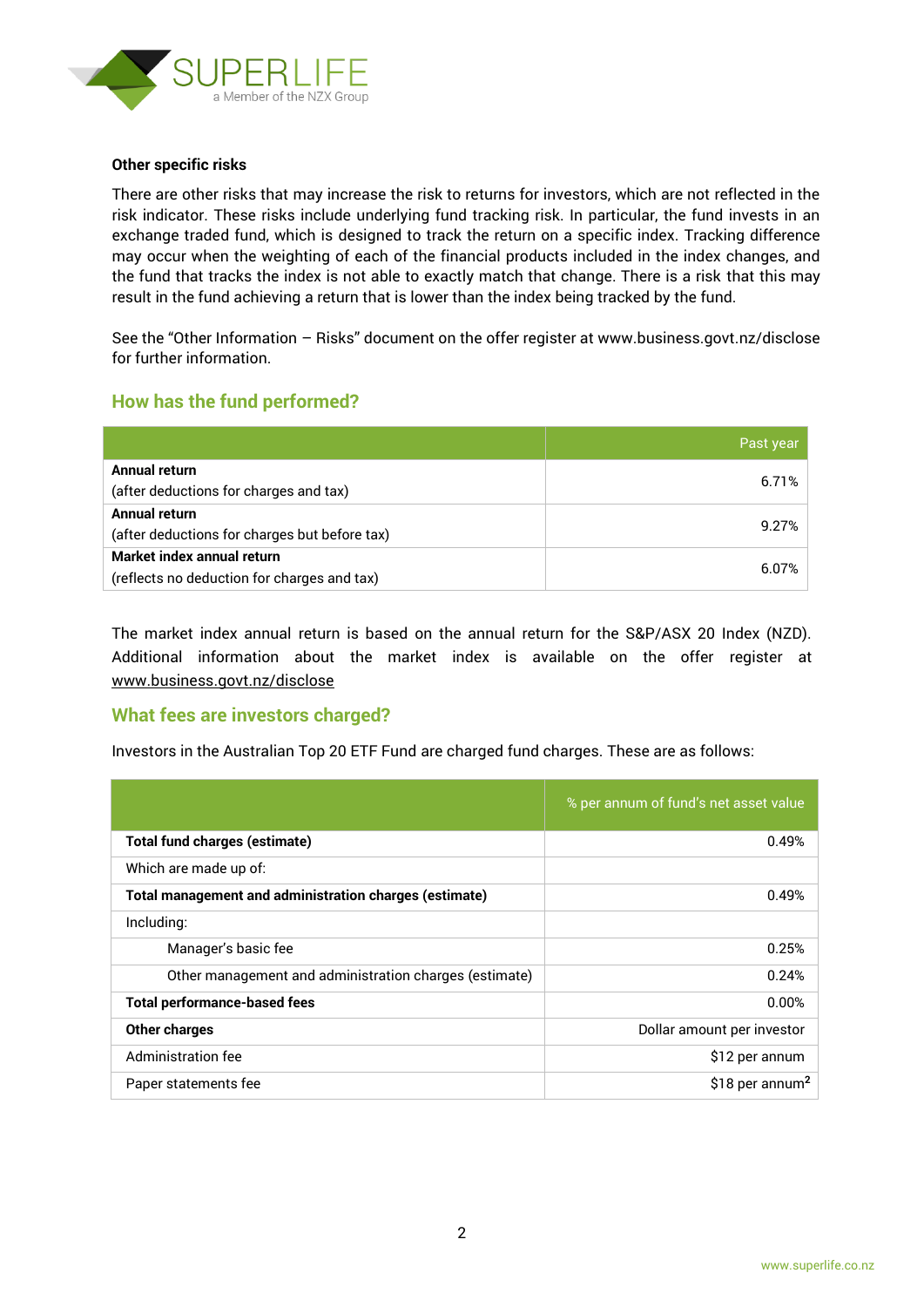**Other specific risks**

There are other risks that may increase the risk to returns for investors, which are not reflected in the risk indicator. These risks include underlying fund tracking risk. In particular, the fund invests in an exchange traded fund, which is designed to track the return on a specific index. Tracking difference may occur when the weighting of each of the financial products included in the index changes, and the fund that tracks the index is not able to exactly match that change. There is a risk that this may result in the fund achieving a return that is lower than the index being tracked by the fund.

See the "Other Information – Risks" document on the offer register at www.business.govt.nz/disclose for further information.

## How has the fund performed?

| | Past year |
|---|---|
| **Annual return**<br>(after deductions for charges and tax) | 6.71% |
| **Annual return**<br>(after deductions for charges but before tax) | 9.27% |
| **Market index annual return**<br>(reflects no deduction for charges and tax) | 6.07% |

The market index annual return is based on the annual return for the S&P/ASX 20 Index (NZD). Additional information about the market index is available on the offer register at www.business.govt.nz/disclose

## What fees are investors charged?

Investors in the Australian Top 20 ETF Fund are charged fund charges. These are as follows:

| | % per annum of fund's net asset value |
|---|---|
| **Total fund charges (estimate)** | 0.49% |
| Which are made up of: | |
| **Total management and administration charges (estimate)** | 0.49% |
| Including: | |
| Manager's basic fee | 0.25% |
| Other management and administration charges (estimate) | 0.24% |
| **Total performance-based fees** | 0.00% |
| **Other charges** | Dollar amount per investor |
| Administration fee | $12 per annum |
| Paper statements fee | $18 per annum[2] |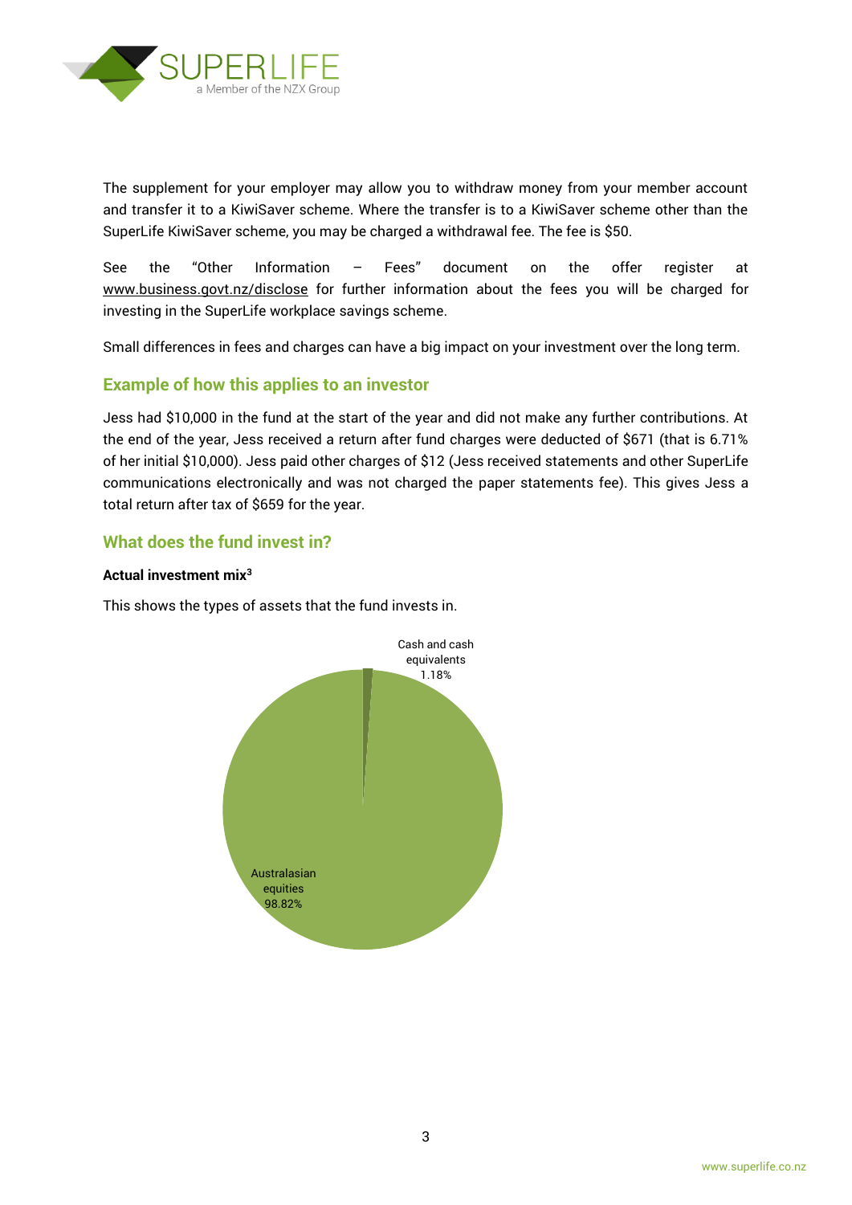The supplement for your employer may allow you to withdraw money from your member account and transfer it to a KiwiSaver scheme. Where the transfer is to a KiwiSaver scheme other than the SuperLife KiwiSaver scheme, you may be charged a withdrawal fee. The fee is $50.

See the "Other Information – Fees" document on the offer register at www.business.govt.nz/disclose for further information about the fees you will be charged for investing in the SuperLife workplace savings scheme.

Small differences in fees and charges can have a big impact on your investment over the long term.

## Example of how this applies to an investor

Jess had $10,000 in the fund at the start of the year and did not make any further contributions. At the end of the year, Jess received a return after fund charges were deducted of $671 (that is 6.71% of her initial $10,000). Jess paid other charges of $12 (Jess received statements and other SuperLife communications electronically and was not charged the paper statements fee). This gives Jess a total return after tax of $659 for the year.

## What does the fund invest in?

**Actual investment mix[3]**

This shows the types of assets that the fund invests in.

Cash and cash equivalents 1.18%

Australasian equities 98.82%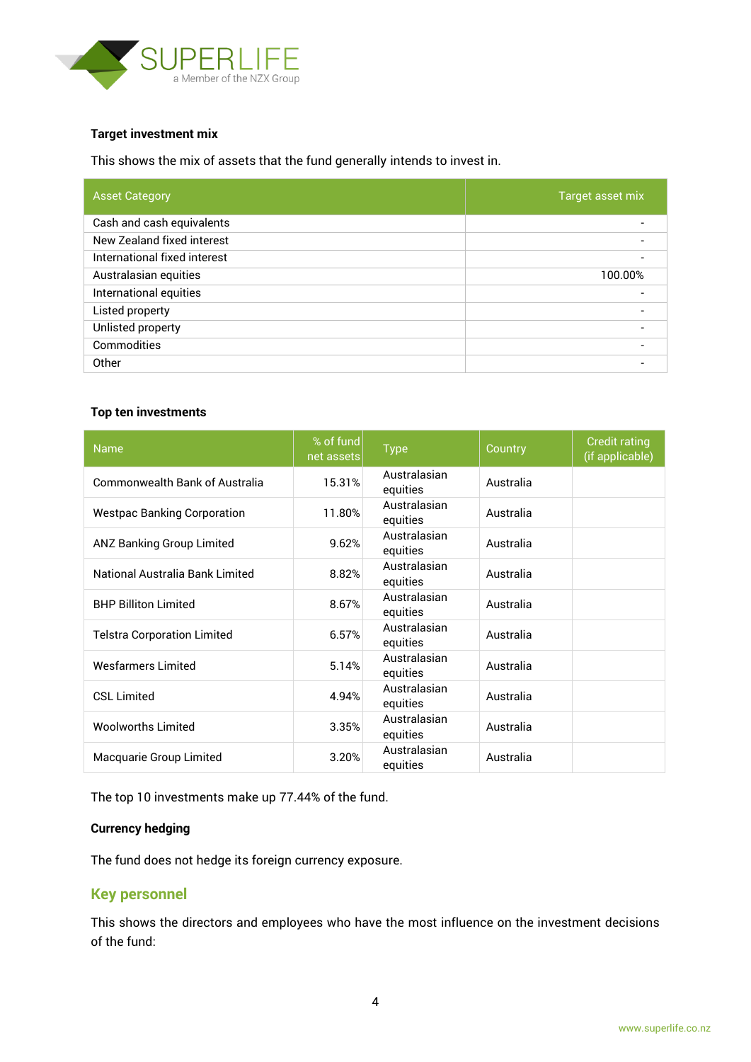**Target investment mix**

This shows the mix of assets that the fund generally intends to invest in.

| Asset Category | Target asset mix |
|---|---|
| Cash and cash equivalents | - |
| New Zealand fixed interest | - |
| International fixed interest | - |
| Australasian equities | 100.00% |
| International equities | - |
| Listed property | - |
| Unlisted property | - |
| Commodities | - |
| Other | - |

**Top ten investments**

| Name | % of fund net assets | Type | Country | Credit rating (if applicable) |
|---|---|---|---|---|
| Commonwealth Bank of Australia | 15.31% | Australasian equities | Australia | |
| Westpac Banking Corporation | 11.80% | Australasian equities | Australia | |
| ANZ Banking Group Limited | 9.62% | Australasian equities | Australia | |
| National Australia Bank Limited | 8.82% | Australasian equities | Australia | |
| BHP Billiton Limited | 8.67% | Australasian equities | Australia | |
| Telstra Corporation Limited | 6.57% | Australasian equities | Australia | |
| Wesfarmers Limited | 5.14% | Australasian equities | Australia | |
| CSL Limited | 4.94% | Australasian equities | Australia | |
| Woolworths Limited | 3.35% | Australasian equities | Australia | |
| Macquarie Group Limited | 3.20% | Australasian equities | Australia | |

The top 10 investments make up 77.44% of the fund.

**Currency hedging**

The fund does not hedge its foreign currency exposure.

## Key personnel

This shows the directors and employees who have the most influence on the investment decisions of the fund: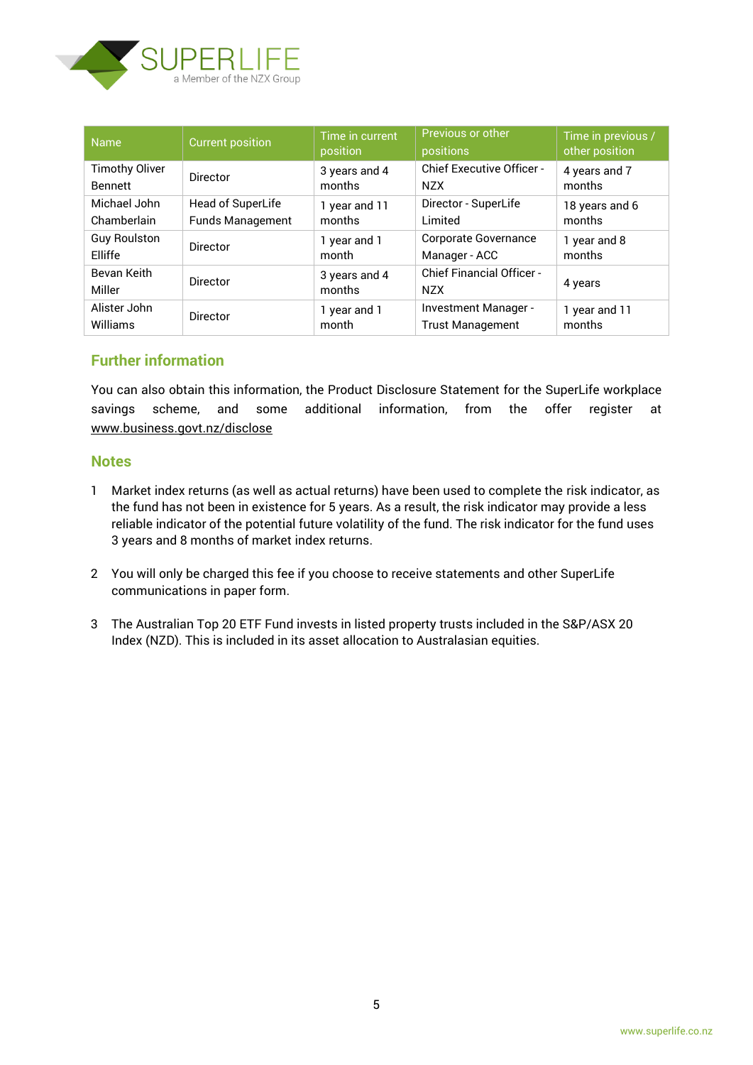| Name | Current position | Time in current position | Previous or other positions | Time in previous / other position |
|---|---|---|---|---|
| Timothy Oliver Bennett | Director | 3 years and 4 months | Chief Executive Officer - NZX | 4 years and 7 months |
| Michael John Chamberlain | Head of SuperLife Funds Management | 1 year and 11 months | Director - SuperLife Limited | 18 years and 6 months |
| Guy Roulston Elliffe | Director | 1 year and 1 month | Corporate Governance Manager - ACC | 1 year and 8 months |
| Bevan Keith Miller | Director | 3 years and 4 months | Chief Financial Officer - NZX | 4 years |
| Alister John Williams | Director | 1 year and 1 month | Investment Manager - Trust Management | 1 year and 11 months |

## Further information

You can also obtain this information, the Product Disclosure Statement for the SuperLife workplace savings scheme, and some additional information, from the offer register at www.business.govt.nz/disclose

## Notes

1. Market index returns (as well as actual returns) have been used to complete the risk indicator, as the fund has not been in existence for 5 years. As a result, the risk indicator may provide a less reliable indicator of the potential future volatility of the fund. The risk indicator for the fund uses 3 years and 8 months of market index returns.

2. You will only be charged this fee if you choose to receive statements and other SuperLife communications in paper form.

3. The Australian Top 20 ETF Fund invests in listed property trusts included in the S&P/ASX 20 Index (NZD). This is included in its asset allocation to Australasian equities.